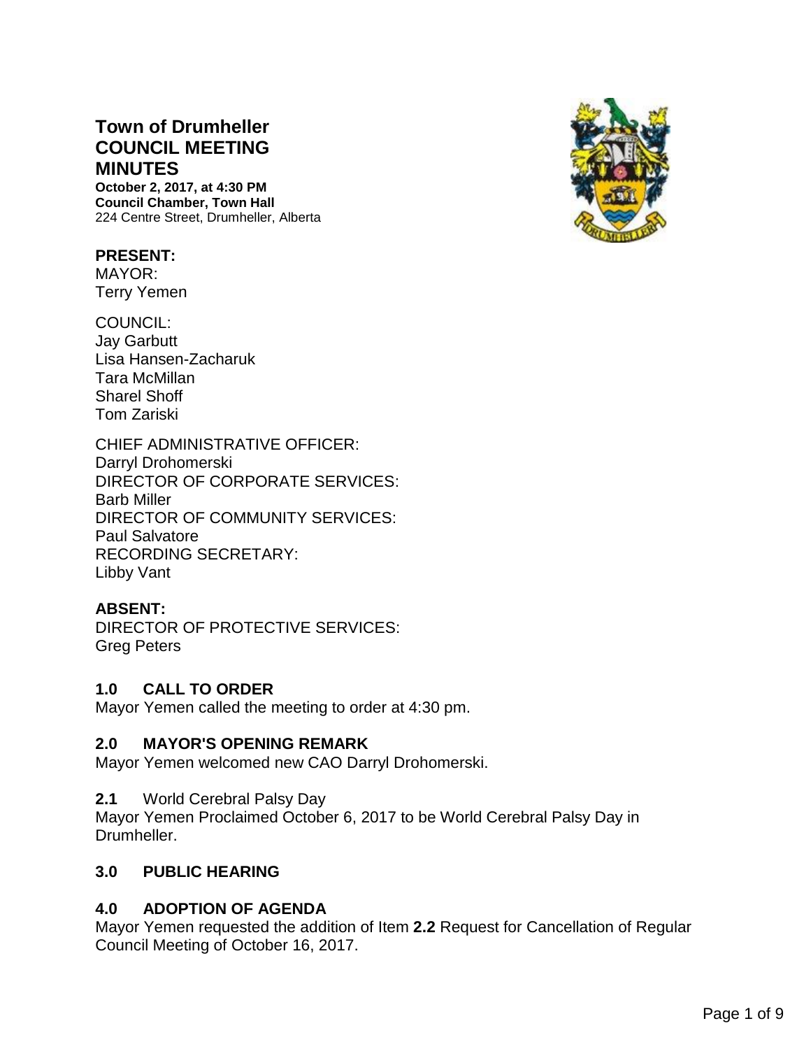# Town of Drumheller
# COUNCIL MEETING MINUTES

**October 2, 2017, at 4:30 PM**
**Council Chamber, Town Hall**
224 Centre Street, Drumheller, Alberta

**PRESENT:**
MAYOR:
Terry Yemen

COUNCIL:
Jay Garbutt
Lisa Hansen-Zacharuk
Tara McMillan
Sharel Shoff
Tom Zariski

CHIEF ADMINISTRATIVE OFFICER:
Darryl Drohomerski
DIRECTOR OF CORPORATE SERVICES:
Barb Miller
DIRECTOR OF COMMUNITY SERVICES:
Paul Salvatore
RECORDING SECRETARY:
Libby Vant

**ABSENT:**
DIRECTOR OF PROTECTIVE SERVICES:
Greg Peters

## 1.0 CALL TO ORDER

Mayor Yemen called the meeting to order at 4:30 pm.

## 2.0 MAYOR'S OPENING REMARK

Mayor Yemen welcomed new CAO Darryl Drohomerski.

**2.1** World Cerebral Palsy Day
Mayor Yemen Proclaimed October 6, 2017 to be World Cerebral Palsy Day in Drumheller.

## 3.0 PUBLIC HEARING

## 4.0 ADOPTION OF AGENDA

Mayor Yemen requested the addition of Item **2.2** Request for Cancellation of Regular Council Meeting of October 16, 2017.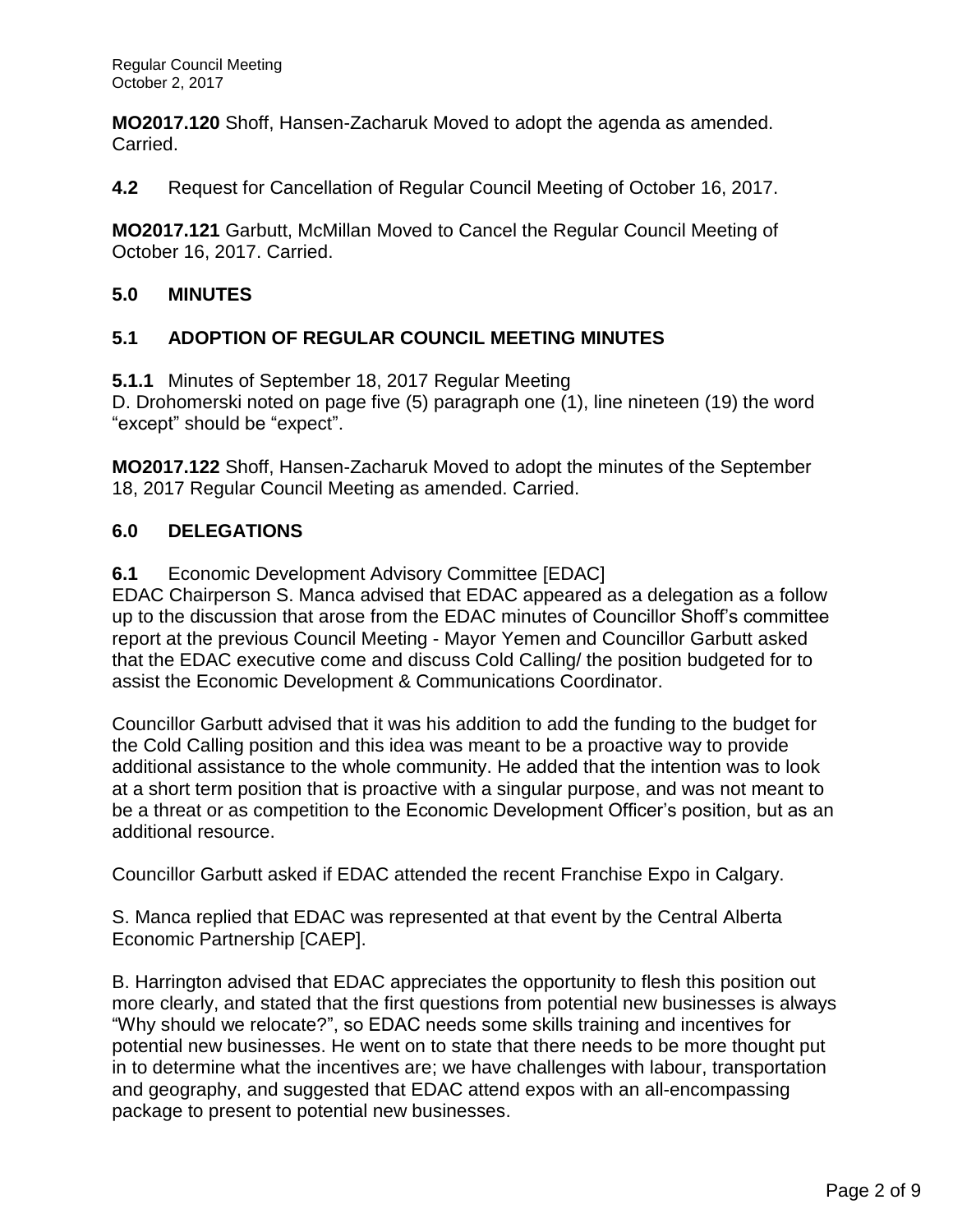**MO2017.120** Shoff, Hansen-Zacharuk Moved to adopt the agenda as amended. Carried.

**4.2** Request for Cancellation of Regular Council Meeting of October 16, 2017.

**MO2017.121** Garbutt, McMillan Moved to Cancel the Regular Council Meeting of October 16, 2017. Carried.

## 5.0 MINUTES

### 5.1 ADOPTION OF REGULAR COUNCIL MEETING MINUTES

**5.1.1** Minutes of September 18, 2017 Regular Meeting
D. Drohomerski noted on page five (5) paragraph one (1), line nineteen (19) the word "except" should be "expect".

**MO2017.122** Shoff, Hansen-Zacharuk Moved to adopt the minutes of the September 18, 2017 Regular Council Meeting as amended. Carried.

## 6.0 DELEGATIONS

**6.1** Economic Development Advisory Committee [EDAC]
EDAC Chairperson S. Manca advised that EDAC appeared as a delegation as a follow up to the discussion that arose from the EDAC minutes of Councillor Shoff's committee report at the previous Council Meeting - Mayor Yemen and Councillor Garbutt asked that the EDAC executive come and discuss Cold Calling/ the position budgeted for to assist the Economic Development & Communications Coordinator.

Councillor Garbutt advised that it was his addition to add the funding to the budget for the Cold Calling position and this idea was meant to be a proactive way to provide additional assistance to the whole community. He added that the intention was to look at a short term position that is proactive with a singular purpose, and was not meant to be a threat or as competition to the Economic Development Officer's position, but as an additional resource.

Councillor Garbutt asked if EDAC attended the recent Franchise Expo in Calgary.

S. Manca replied that EDAC was represented at that event by the Central Alberta Economic Partnership [CAEP].

B. Harrington advised that EDAC appreciates the opportunity to flesh this position out more clearly, and stated that the first questions from potential new businesses is always "Why should we relocate?", so EDAC needs some skills training and incentives for potential new businesses. He went on to state that there needs to be more thought put in to determine what the incentives are; we have challenges with labour, transportation and geography, and suggested that EDAC attend expos with an all-encompassing package to present to potential new businesses.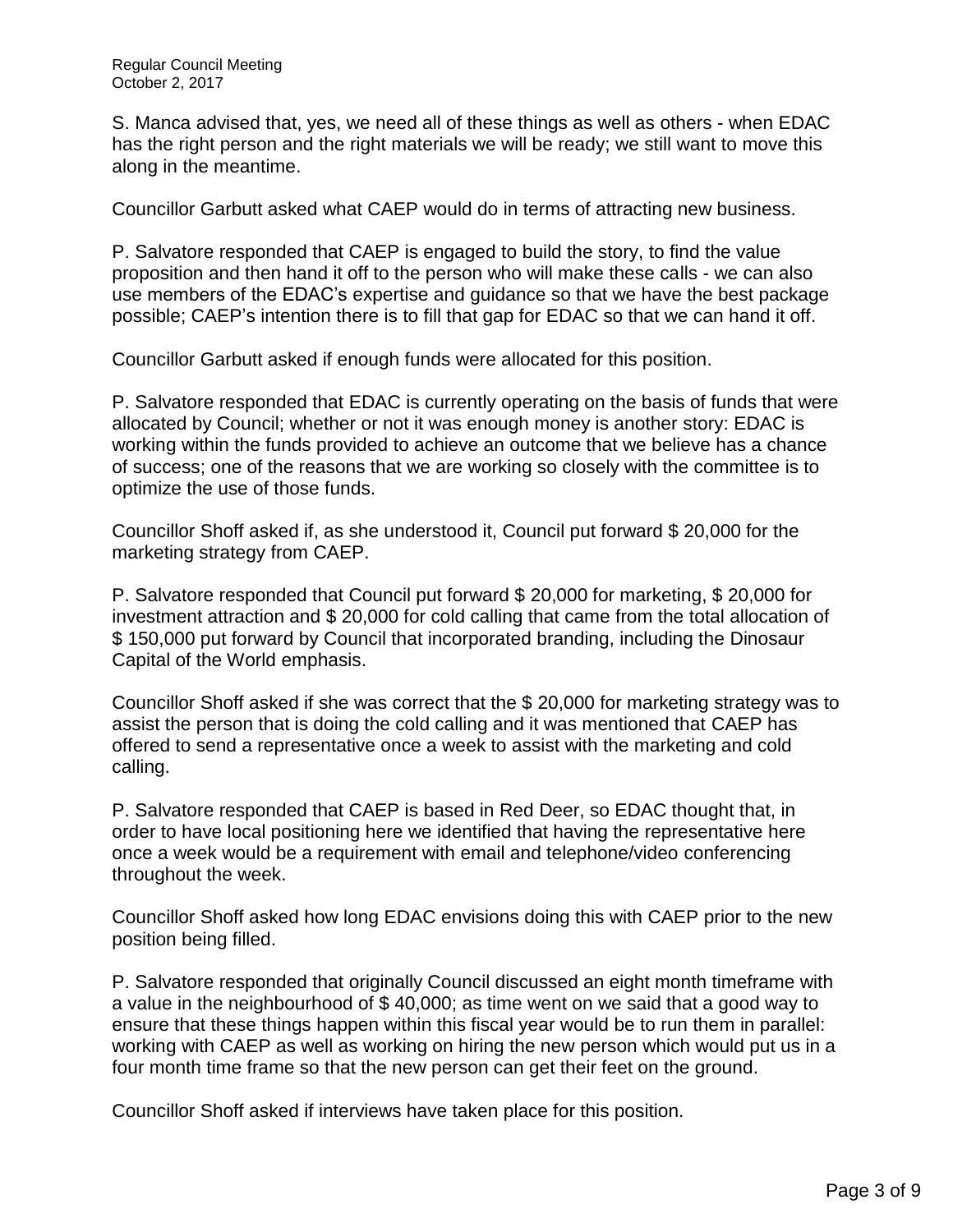S. Manca advised that, yes, we need all of these things as well as others - when EDAC has the right person and the right materials we will be ready; we still want to move this along in the meantime.

Councillor Garbutt asked what CAEP would do in terms of attracting new business.

P. Salvatore responded that CAEP is engaged to build the story, to find the value proposition and then hand it off to the person who will make these calls - we can also use members of the EDAC's expertise and guidance so that we have the best package possible; CAEP's intention there is to fill that gap for EDAC so that we can hand it off.

Councillor Garbutt asked if enough funds were allocated for this position.

P. Salvatore responded that EDAC is currently operating on the basis of funds that were allocated by Council; whether or not it was enough money is another story: EDAC is working within the funds provided to achieve an outcome that we believe has a chance of success; one of the reasons that we are working so closely with the committee is to optimize the use of those funds.

Councillor Shoff asked if, as she understood it, Council put forward $ 20,000 for the marketing strategy from CAEP.

P. Salvatore responded that Council put forward $ 20,000 for marketing, $ 20,000 for investment attraction and $ 20,000 for cold calling that came from the total allocation of $ 150,000 put forward by Council that incorporated branding, including the Dinosaur Capital of the World emphasis.

Councillor Shoff asked if she was correct that the $ 20,000 for marketing strategy was to assist the person that is doing the cold calling and it was mentioned that CAEP has offered to send a representative once a week to assist with the marketing and cold calling.

P. Salvatore responded that CAEP is based in Red Deer, so EDAC thought that, in order to have local positioning here we identified that having the representative here once a week would be a requirement with email and telephone/video conferencing throughout the week.

Councillor Shoff asked how long EDAC envisions doing this with CAEP prior to the new position being filled.

P. Salvatore responded that originally Council discussed an eight month timeframe with a value in the neighbourhood of $ 40,000; as time went on we said that a good way to ensure that these things happen within this fiscal year would be to run them in parallel: working with CAEP as well as working on hiring the new person which would put us in a four month time frame so that the new person can get their feet on the ground.

Councillor Shoff asked if interviews have taken place for this position.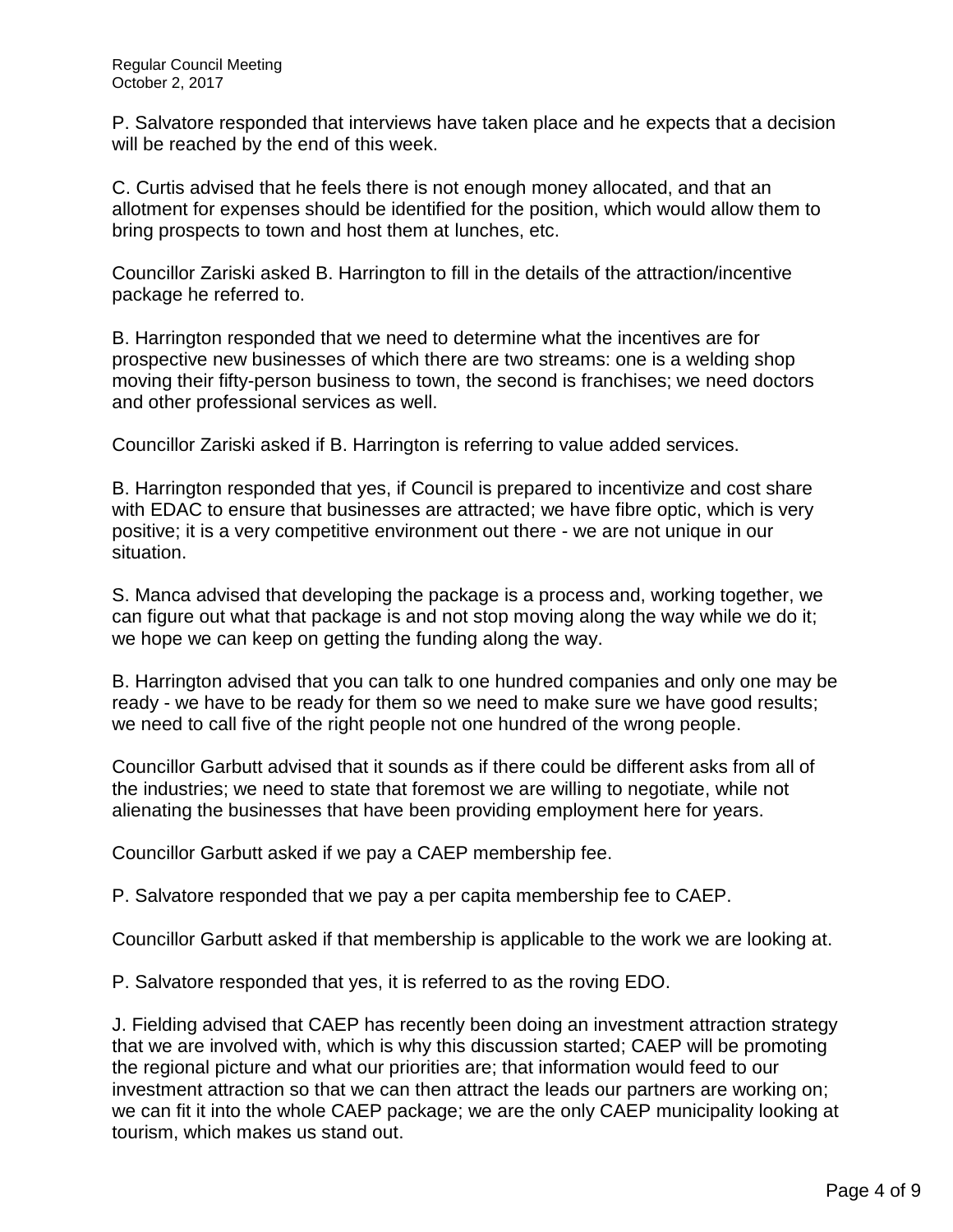P. Salvatore responded that interviews have taken place and he expects that a decision will be reached by the end of this week.

C. Curtis advised that he feels there is not enough money allocated, and that an allotment for expenses should be identified for the position, which would allow them to bring prospects to town and host them at lunches, etc.

Councillor Zariski asked B. Harrington to fill in the details of the attraction/incentive package he referred to.

B. Harrington responded that we need to determine what the incentives are for prospective new businesses of which there are two streams: one is a welding shop moving their fifty-person business to town, the second is franchises; we need doctors and other professional services as well.

Councillor Zariski asked if B. Harrington is referring to value added services.

B. Harrington responded that yes, if Council is prepared to incentivize and cost share with EDAC to ensure that businesses are attracted; we have fibre optic, which is very positive; it is a very competitive environment out there - we are not unique in our situation.

S. Manca advised that developing the package is a process and, working together, we can figure out what that package is and not stop moving along the way while we do it; we hope we can keep on getting the funding along the way.

B. Harrington advised that you can talk to one hundred companies and only one may be ready - we have to be ready for them so we need to make sure we have good results; we need to call five of the right people not one hundred of the wrong people.

Councillor Garbutt advised that it sounds as if there could be different asks from all of the industries; we need to state that foremost we are willing to negotiate, while not alienating the businesses that have been providing employment here for years.

Councillor Garbutt asked if we pay a CAEP membership fee.

P. Salvatore responded that we pay a per capita membership fee to CAEP.

Councillor Garbutt asked if that membership is applicable to the work we are looking at.

P. Salvatore responded that yes, it is referred to as the roving EDO.

J. Fielding advised that CAEP has recently been doing an investment attraction strategy that we are involved with, which is why this discussion started; CAEP will be promoting the regional picture and what our priorities are; that information would feed to our investment attraction so that we can then attract the leads our partners are working on; we can fit it into the whole CAEP package; we are the only CAEP municipality looking at tourism, which makes us stand out.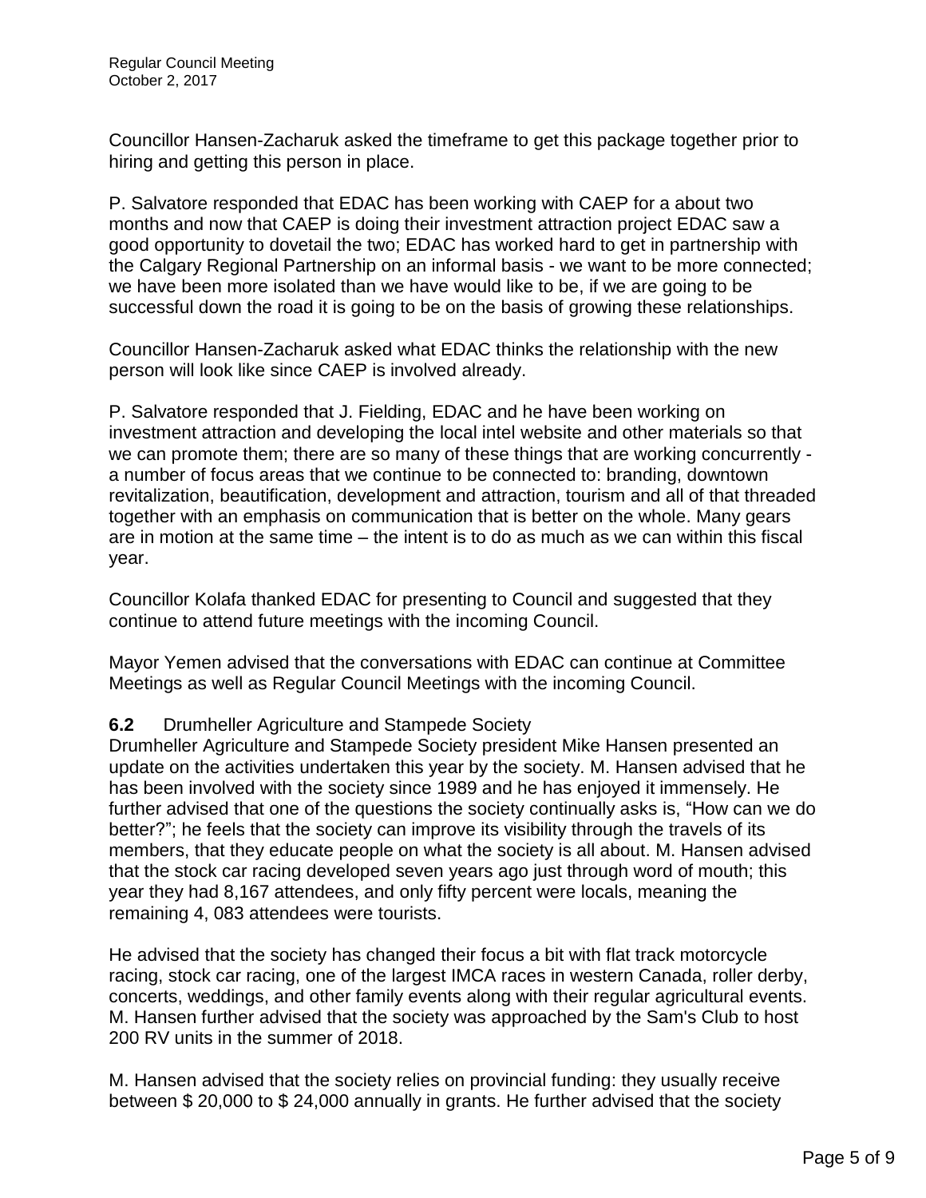Councillor Hansen-Zacharuk asked the timeframe to get this package together prior to hiring and getting this person in place.

P. Salvatore responded that EDAC has been working with CAEP for a about two months and now that CAEP is doing their investment attraction project EDAC saw a good opportunity to dovetail the two; EDAC has worked hard to get in partnership with the Calgary Regional Partnership on an informal basis - we want to be more connected; we have been more isolated than we have would like to be, if we are going to be successful down the road it is going to be on the basis of growing these relationships.

Councillor Hansen-Zacharuk asked what EDAC thinks the relationship with the new person will look like since CAEP is involved already.

P. Salvatore responded that J. Fielding, EDAC and he have been working on investment attraction and developing the local intel website and other materials so that we can promote them; there are so many of these things that are working concurrently - a number of focus areas that we continue to be connected to: branding, downtown revitalization, beautification, development and attraction, tourism and all of that threaded together with an emphasis on communication that is better on the whole. Many gears are in motion at the same time – the intent is to do as much as we can within this fiscal year.

Councillor Kolafa thanked EDAC for presenting to Council and suggested that they continue to attend future meetings with the incoming Council.

Mayor Yemen advised that the conversations with EDAC can continue at Committee Meetings as well as Regular Council Meetings with the incoming Council.

**6.2** Drumheller Agriculture and Stampede Society

Drumheller Agriculture and Stampede Society president Mike Hansen presented an update on the activities undertaken this year by the society. M. Hansen advised that he has been involved with the society since 1989 and he has enjoyed it immensely. He further advised that one of the questions the society continually asks is, "How can we do better?"; he feels that the society can improve its visibility through the travels of its members, that they educate people on what the society is all about. M. Hansen advised that the stock car racing developed seven years ago just through word of mouth; this year they had 8,167 attendees, and only fifty percent were locals, meaning the remaining 4, 083 attendees were tourists.

He advised that the society has changed their focus a bit with flat track motorcycle racing, stock car racing, one of the largest IMCA races in western Canada, roller derby, concerts, weddings, and other family events along with their regular agricultural events. M. Hansen further advised that the society was approached by the Sam's Club to host 200 RV units in the summer of 2018.

M. Hansen advised that the society relies on provincial funding: they usually receive between $ 20,000 to $ 24,000 annually in grants. He further advised that the society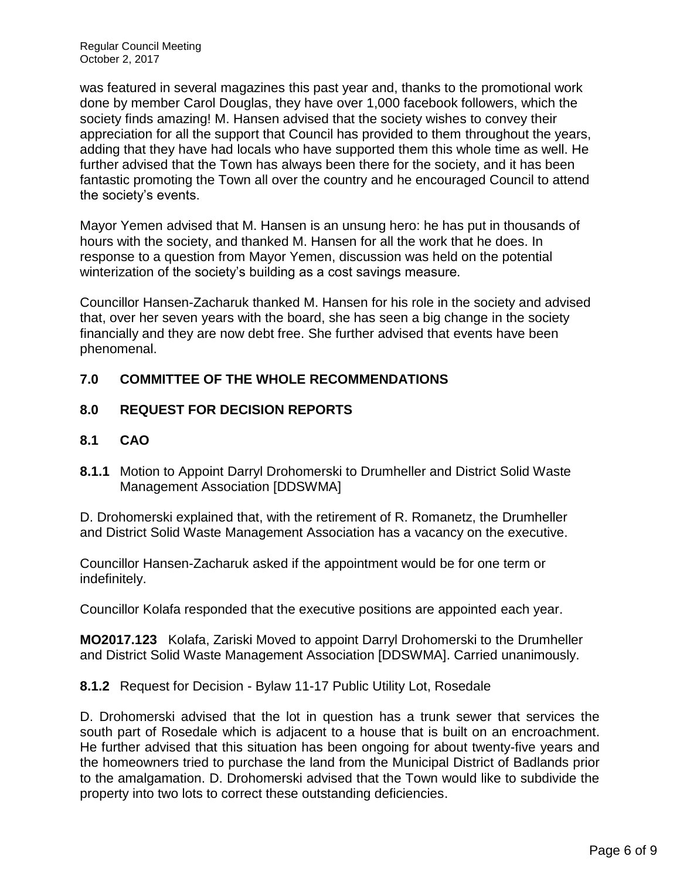was featured in several magazines this past year and, thanks to the promotional work done by member Carol Douglas, they have over 1,000 facebook followers, which the society finds amazing! M. Hansen advised that the society wishes to convey their appreciation for all the support that Council has provided to them throughout the years, adding that they have had locals who have supported them this whole time as well. He further advised that the Town has always been there for the society, and it has been fantastic promoting the Town all over the country and he encouraged Council to attend the society's events.

Mayor Yemen advised that M. Hansen is an unsung hero: he has put in thousands of hours with the society, and thanked M. Hansen for all the work that he does. In response to a question from Mayor Yemen, discussion was held on the potential winterization of the society's building as a cost savings measure.

Councillor Hansen-Zacharuk thanked M. Hansen for his role in the society and advised that, over her seven years with the board, she has seen a big change in the society financially and they are now debt free. She further advised that events have been phenomenal.

## 7.0 COMMITTEE OF THE WHOLE RECOMMENDATIONS

## 8.0 REQUEST FOR DECISION REPORTS

## 8.1 CAO

**8.1.1** Motion to Appoint Darryl Drohomerski to Drumheller and District Solid Waste Management Association [DDSWMA]

D. Drohomerski explained that, with the retirement of R. Romanetz, the Drumheller and District Solid Waste Management Association has a vacancy on the executive.

Councillor Hansen-Zacharuk asked if the appointment would be for one term or indefinitely.

Councillor Kolafa responded that the executive positions are appointed each year.

**MO2017.123** Kolafa, Zariski Moved to appoint Darryl Drohomerski to the Drumheller and District Solid Waste Management Association [DDSWMA]. Carried unanimously.

**8.1.2** Request for Decision - Bylaw 11-17 Public Utility Lot, Rosedale

D. Drohomerski advised that the lot in question has a trunk sewer that services the south part of Rosedale which is adjacent to a house that is built on an encroachment. He further advised that this situation has been ongoing for about twenty-five years and the homeowners tried to purchase the land from the Municipal District of Badlands prior to the amalgamation. D. Drohomerski advised that the Town would like to subdivide the property into two lots to correct these outstanding deficiencies.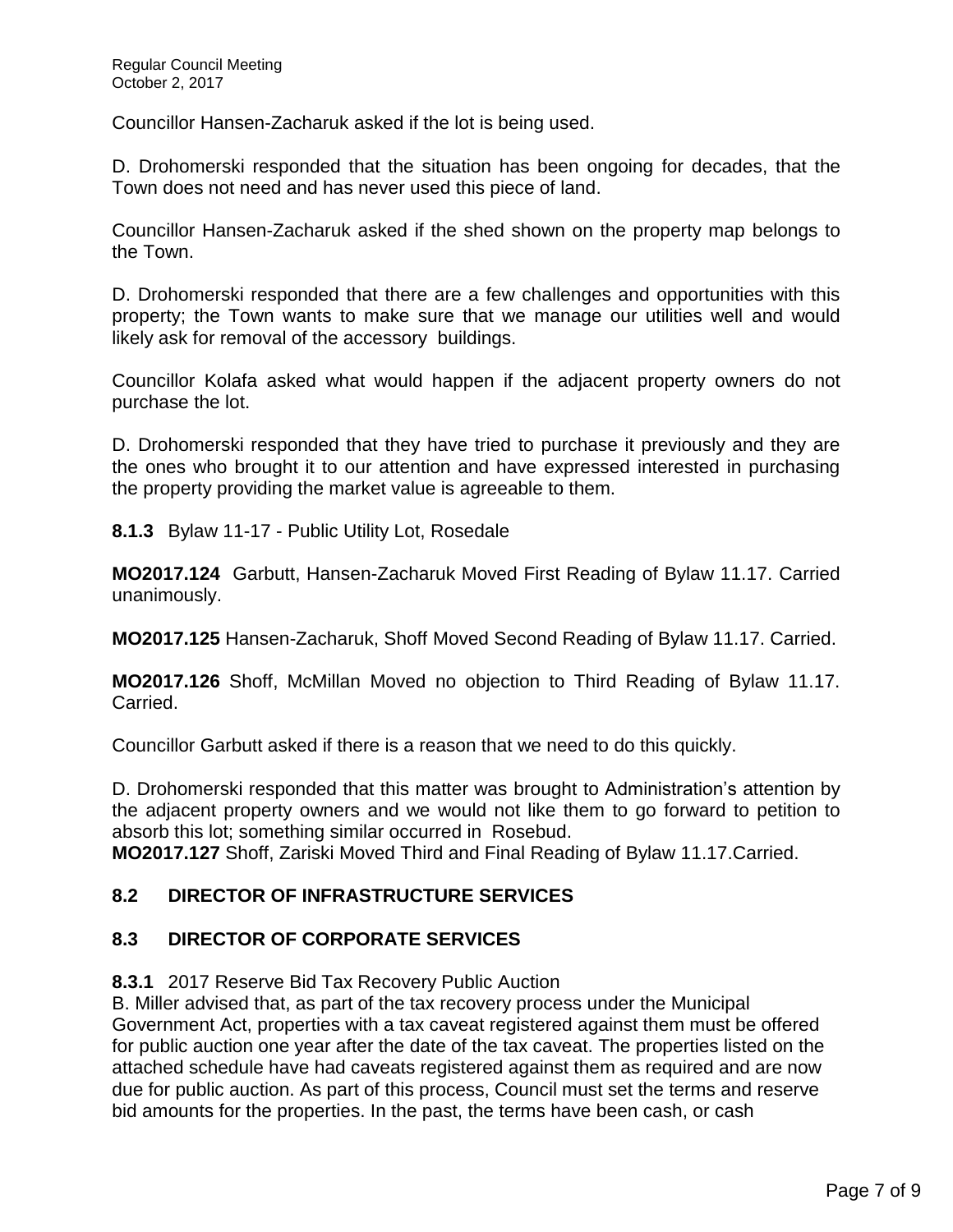Councillor Hansen-Zacharuk asked if the lot is being used.

D. Drohomerski responded that the situation has been ongoing for decades, that the Town does not need and has never used this piece of land.

Councillor Hansen-Zacharuk asked if the shed shown on the property map belongs to the Town.

D. Drohomerski responded that there are a few challenges and opportunities with this property; the Town wants to make sure that we manage our utilities well and would likely ask for removal of the accessory buildings.

Councillor Kolafa asked what would happen if the adjacent property owners do not purchase the lot.

D. Drohomerski responded that they have tried to purchase it previously and they are the ones who brought it to our attention and have expressed interested in purchasing the property providing the market value is agreeable to them.

**8.1.3** Bylaw 11-17 - Public Utility Lot, Rosedale

**MO2017.124** Garbutt, Hansen-Zacharuk Moved First Reading of Bylaw 11.17. Carried unanimously.

**MO2017.125** Hansen-Zacharuk, Shoff Moved Second Reading of Bylaw 11.17. Carried.

**MO2017.126** Shoff, McMillan Moved no objection to Third Reading of Bylaw 11.17. Carried.

Councillor Garbutt asked if there is a reason that we need to do this quickly.

D. Drohomerski responded that this matter was brought to Administration's attention by the adjacent property owners and we would not like them to go forward to petition to absorb this lot; something similar occurred in Rosebud.

**MO2017.127** Shoff, Zariski Moved Third and Final Reading of Bylaw 11.17.Carried.

## 8.2 DIRECTOR OF INFRASTRUCTURE SERVICES

## 8.3 DIRECTOR OF CORPORATE SERVICES

**8.3.1** 2017 Reserve Bid Tax Recovery Public Auction

B. Miller advised that, as part of the tax recovery process under the Municipal Government Act, properties with a tax caveat registered against them must be offered for public auction one year after the date of the tax caveat. The properties listed on the attached schedule have had caveats registered against them as required and are now due for public auction. As part of this process, Council must set the terms and reserve bid amounts for the properties. In the past, the terms have been cash, or cash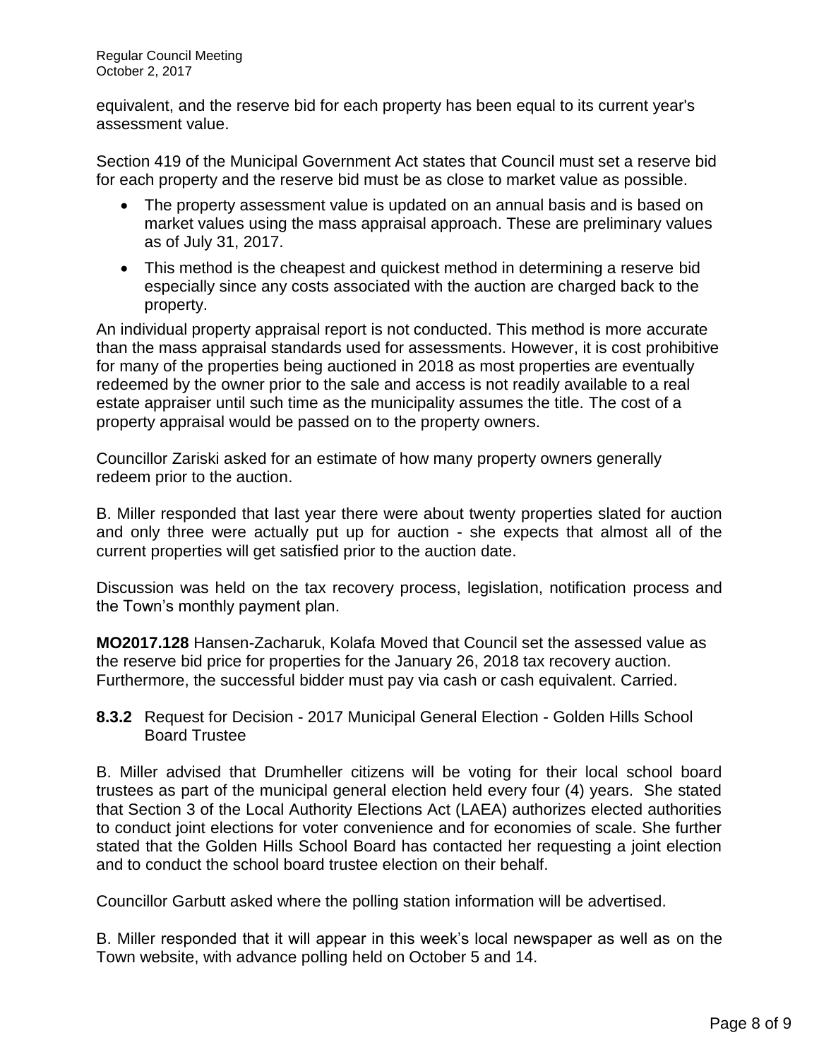equivalent, and the reserve bid for each property has been equal to its current year's assessment value.

Section 419 of the Municipal Government Act states that Council must set a reserve bid for each property and the reserve bid must be as close to market value as possible.

- The property assessment value is updated on an annual basis and is based on market values using the mass appraisal approach. These are preliminary values as of July 31, 2017.
- This method is the cheapest and quickest method in determining a reserve bid especially since any costs associated with the auction are charged back to the property.

An individual property appraisal report is not conducted. This method is more accurate than the mass appraisal standards used for assessments. However, it is cost prohibitive for many of the properties being auctioned in 2018 as most properties are eventually redeemed by the owner prior to the sale and access is not readily available to a real estate appraiser until such time as the municipality assumes the title. The cost of a property appraisal would be passed on to the property owners.

Councillor Zariski asked for an estimate of how many property owners generally redeem prior to the auction.

B. Miller responded that last year there were about twenty properties slated for auction and only three were actually put up for auction - she expects that almost all of the current properties will get satisfied prior to the auction date.

Discussion was held on the tax recovery process, legislation, notification process and the Town's monthly payment plan.

**MO2017.128** Hansen-Zacharuk, Kolafa Moved that Council set the assessed value as the reserve bid price for properties for the January 26, 2018 tax recovery auction. Furthermore, the successful bidder must pay via cash or cash equivalent. Carried.

**8.3.2** Request for Decision - 2017 Municipal General Election - Golden Hills School Board Trustee

B. Miller advised that Drumheller citizens will be voting for their local school board trustees as part of the municipal general election held every four (4) years. She stated that Section 3 of the Local Authority Elections Act (LAEA) authorizes elected authorities to conduct joint elections for voter convenience and for economies of scale. She further stated that the Golden Hills School Board has contacted her requesting a joint election and to conduct the school board trustee election on their behalf.

Councillor Garbutt asked where the polling station information will be advertised.

B. Miller responded that it will appear in this week's local newspaper as well as on the Town website, with advance polling held on October 5 and 14.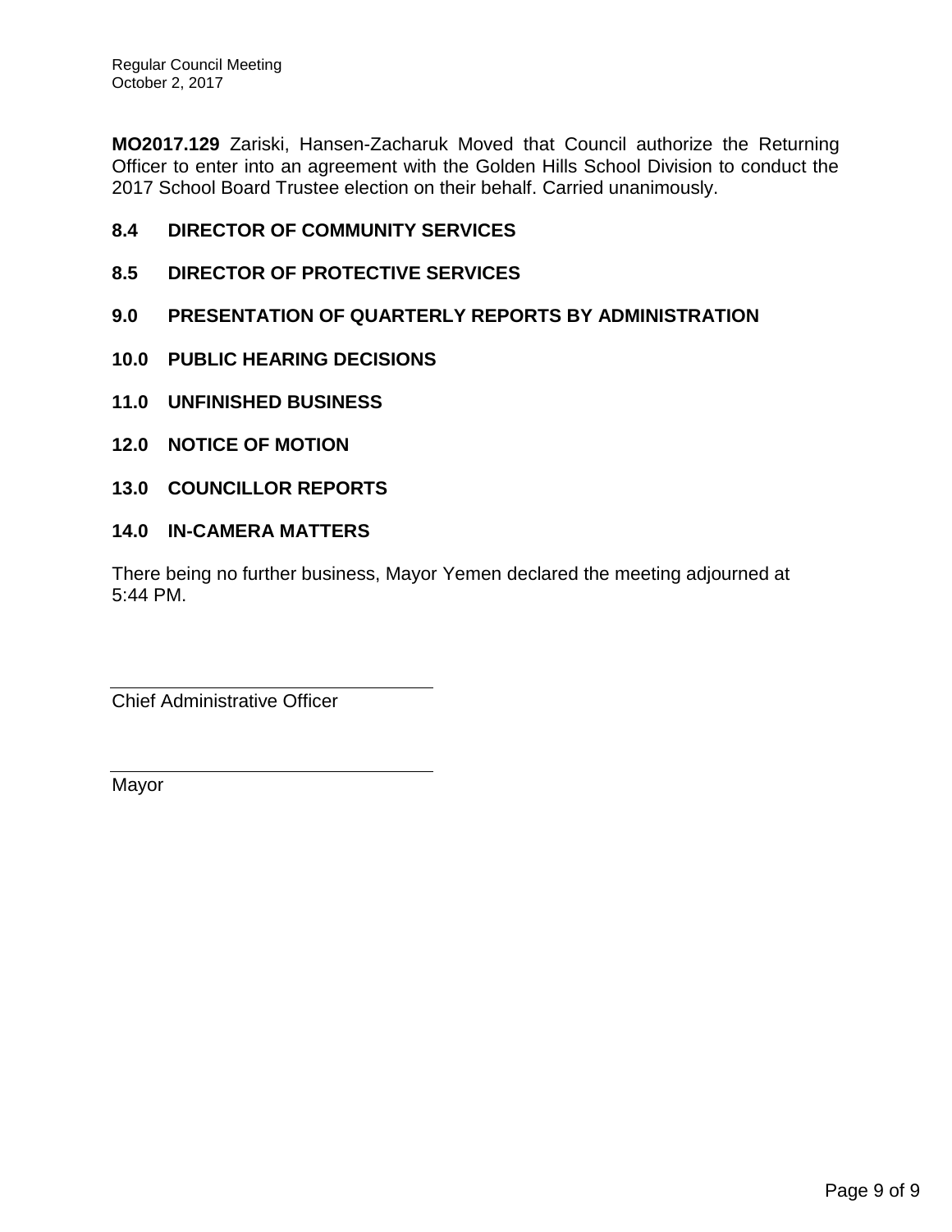**MO2017.129** Zariski, Hansen-Zacharuk Moved that Council authorize the Returning Officer to enter into an agreement with the Golden Hills School Division to conduct the 2017 School Board Trustee election on their behalf. Carried unanimously.

## 8.4 DIRECTOR OF COMMUNITY SERVICES

## 8.5 DIRECTOR OF PROTECTIVE SERVICES

## 9.0 PRESENTATION OF QUARTERLY REPORTS BY ADMINISTRATION

## 10.0 PUBLIC HEARING DECISIONS

## 11.0 UNFINISHED BUSINESS

## 12.0 NOTICE OF MOTION

## 13.0 COUNCILLOR REPORTS

## 14.0 IN-CAMERA MATTERS

There being no further business, Mayor Yemen declared the meeting adjourned at 5:44 PM.

\_\_\_\_\_\_\_\_\_\_\_\_\_\_\_\_\_\_\_\_\_\_\_\_\_\_\_\_\_\_\_\_

Chief Administrative Officer

\_\_\_\_\_\_\_\_\_\_\_\_\_\_\_\_\_\_\_\_\_\_\_\_\_\_\_\_\_\_\_\_

Mayor